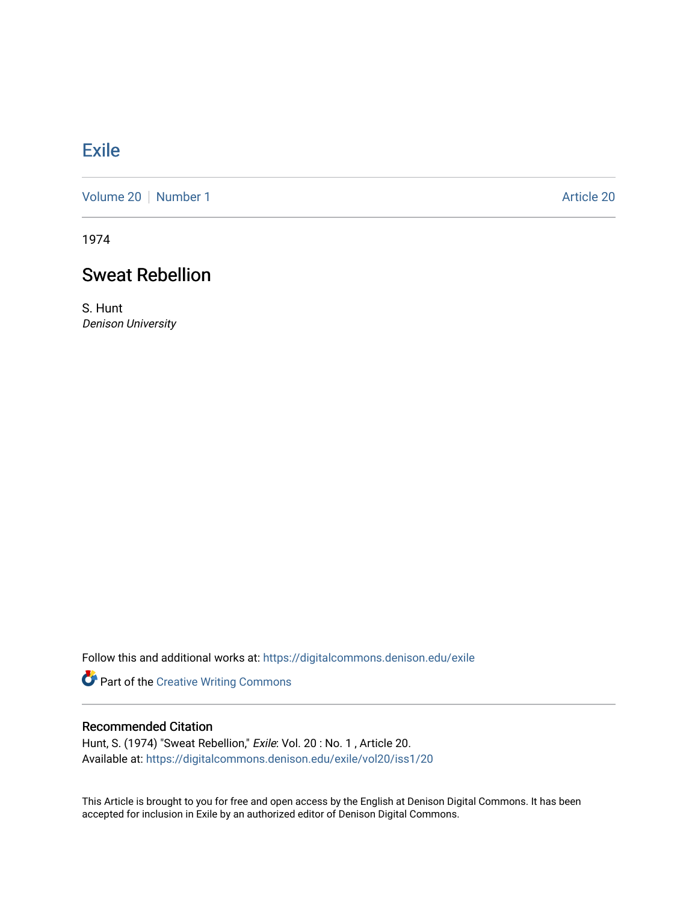# Exile

Volume 20 | Number 1 Article 20

1974

## Sweat Rebellion

S. Hunt
*Denison University*

Follow this and additional works at: https://digitalcommons.denison.edu/exile

Part of the Creative Writing Commons

### Recommended Citation

Hunt, S. (1974) "Sweat Rebellion," *Exile*: Vol. 20 : No. 1 , Article 20.
Available at: https://digitalcommons.denison.edu/exile/vol20/iss1/20

This Article is brought to you for free and open access by the English at Denison Digital Commons. It has been accepted for inclusion in Exile by an authorized editor of Denison Digital Commons.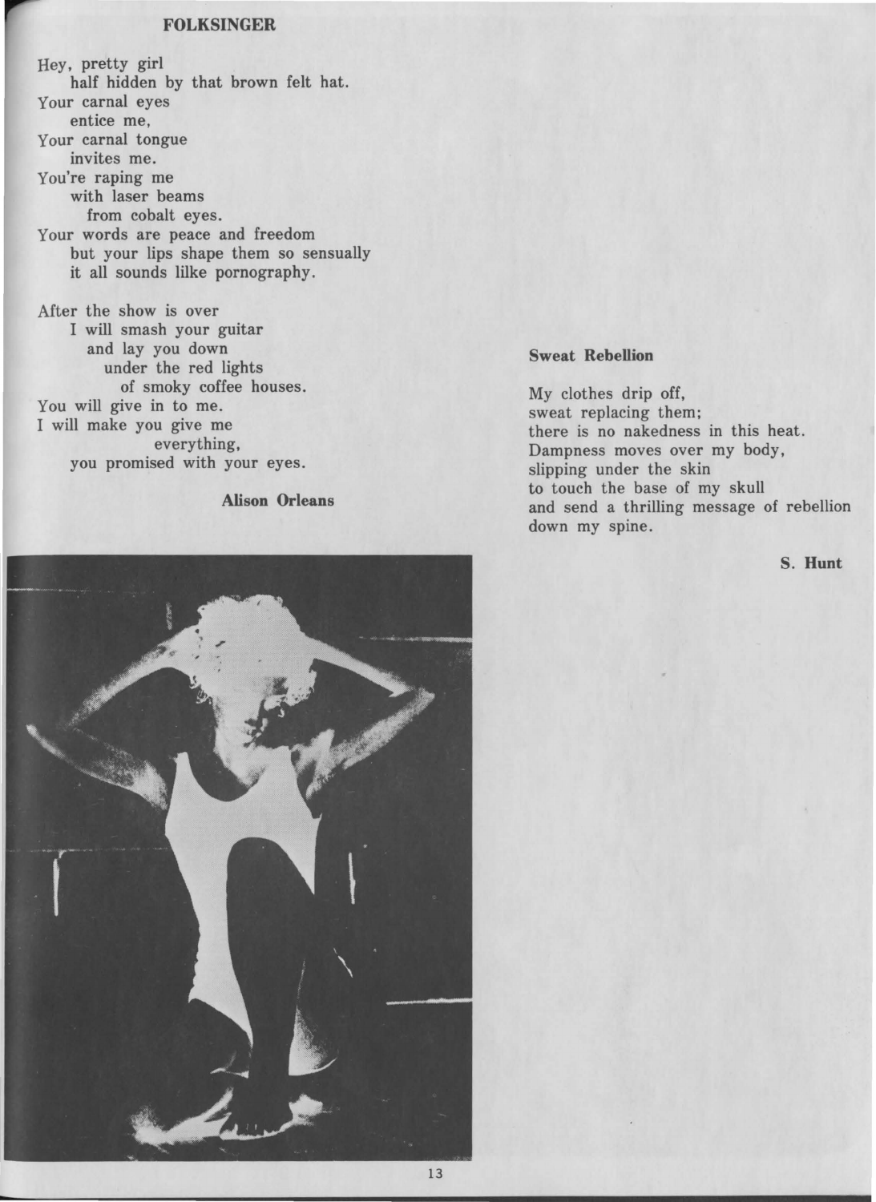## FOLKSINGER

Hey, pretty girl
half hidden by that brown felt hat.
Your carnal eyes
entice me,
Your carnal tongue
invites me.
You're raping me
with laser beams
from cobalt eyes.
Your words are peace and freedom
but your lips shape them so sensually
it all sounds lilke pornography.

After the show is over
I will smash your guitar
and lay you down
under the red lights
of smoky coffee houses.
You will give in to me.
I will make you give me
everything,
you promised with your eyes.

**Alison Orleans**

## Sweat Rebellion

My clothes drip off,
sweat replacing them;
there is no nakedness in this heat.
Dampness moves over my body,
slipping under the skin
to touch the base of my skull
and send a thrilling message of rebellion
down my spine.

**S. Hunt**